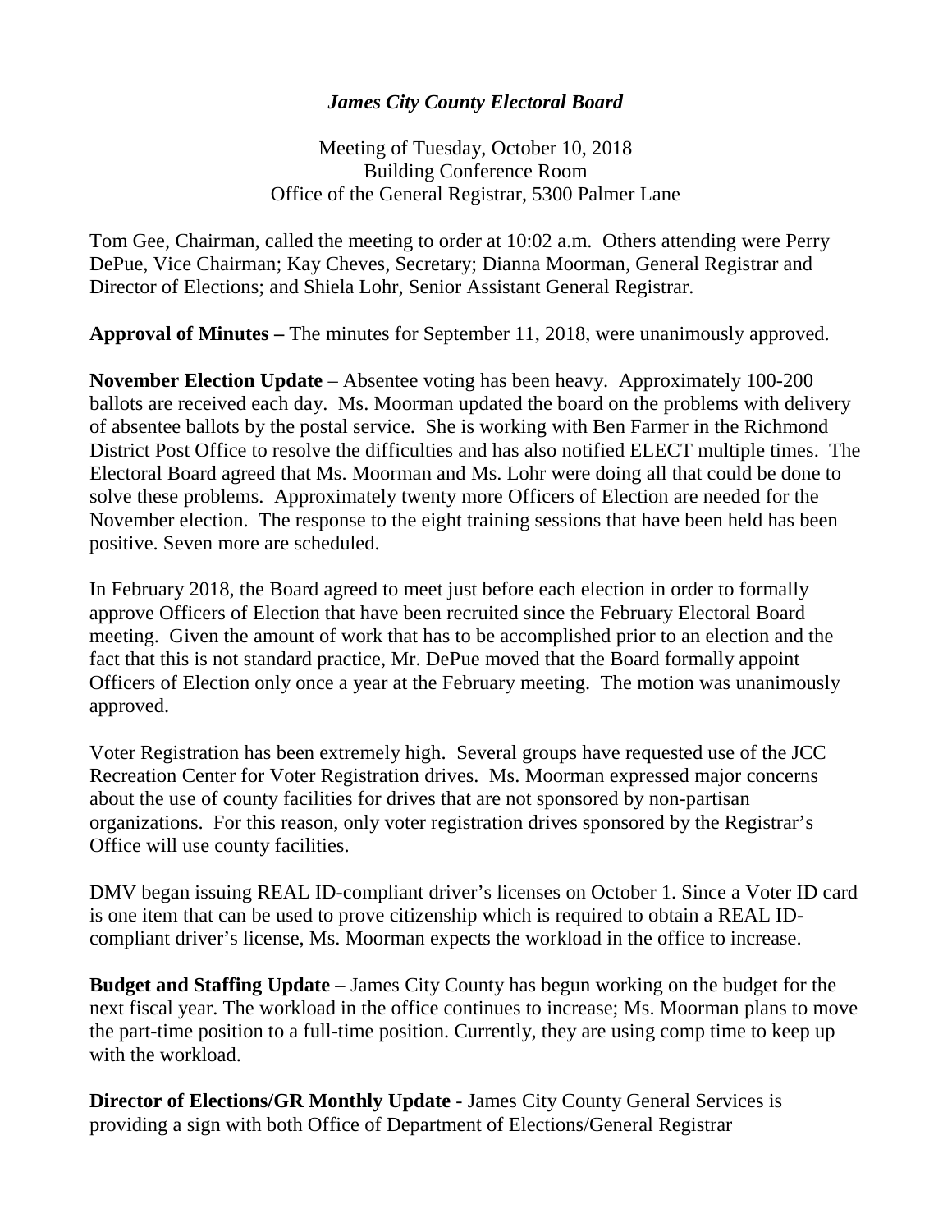***James City County Electoral Board***

Meeting of Tuesday, October 10, 2018
Building Conference Room
Office of the General Registrar, 5300 Palmer Lane

Tom Gee, Chairman, called the meeting to order at 10:02 a.m. Others attending were Perry DePue, Vice Chairman; Kay Cheves, Secretary; Dianna Moorman, General Registrar and Director of Elections; and Shiela Lohr, Senior Assistant General Registrar.

**Approval of Minutes –** The minutes for September 11, 2018, were unanimously approved.

**November Election Update** – Absentee voting has been heavy. Approximately 100-200 ballots are received each day. Ms. Moorman updated the board on the problems with delivery of absentee ballots by the postal service. She is working with Ben Farmer in the Richmond District Post Office to resolve the difficulties and has also notified ELECT multiple times. The Electoral Board agreed that Ms. Moorman and Ms. Lohr were doing all that could be done to solve these problems. Approximately twenty more Officers of Election are needed for the November election. The response to the eight training sessions that have been held has been positive. Seven more are scheduled.

In February 2018, the Board agreed to meet just before each election in order to formally approve Officers of Election that have been recruited since the February Electoral Board meeting. Given the amount of work that has to be accomplished prior to an election and the fact that this is not standard practice, Mr. DePue moved that the Board formally appoint Officers of Election only once a year at the February meeting. The motion was unanimously approved.

Voter Registration has been extremely high. Several groups have requested use of the JCC Recreation Center for Voter Registration drives. Ms. Moorman expressed major concerns about the use of county facilities for drives that are not sponsored by non-partisan organizations. For this reason, only voter registration drives sponsored by the Registrar's Office will use county facilities.

DMV began issuing REAL ID-compliant driver's licenses on October 1. Since a Voter ID card is one item that can be used to prove citizenship which is required to obtain a REAL ID-compliant driver's license, Ms. Moorman expects the workload in the office to increase.

**Budget and Staffing Update** – James City County has begun working on the budget for the next fiscal year. The workload in the office continues to increase; Ms. Moorman plans to move the part-time position to a full-time position. Currently, they are using comp time to keep up with the workload.

**Director of Elections/GR Monthly Update** - James City County General Services is providing a sign with both Office of Department of Elections/General Registrar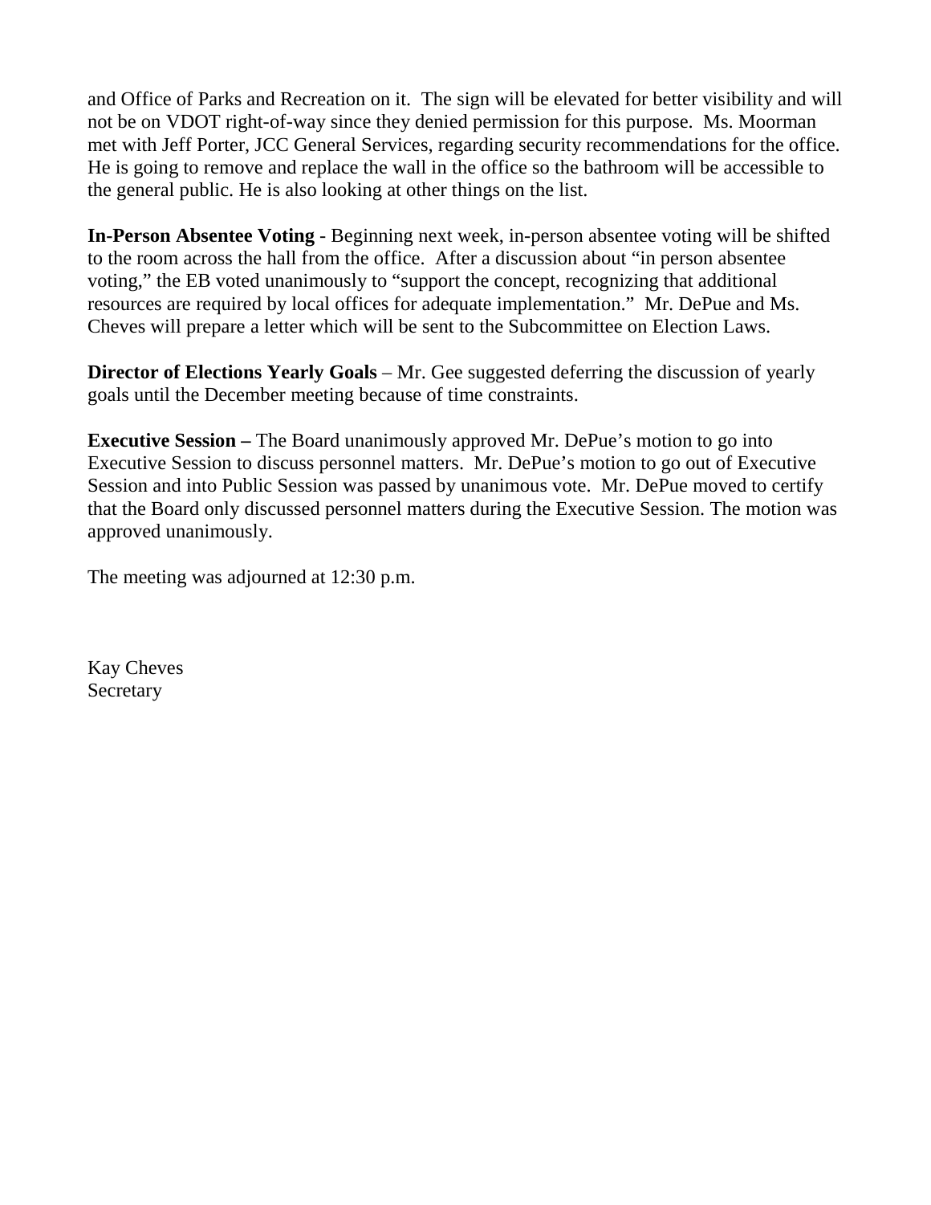and Office of Parks and Recreation on it. The sign will be elevated for better visibility and will not be on VDOT right-of-way since they denied permission for this purpose. Ms. Moorman met with Jeff Porter, JCC General Services, regarding security recommendations for the office. He is going to remove and replace the wall in the office so the bathroom will be accessible to the general public. He is also looking at other things on the list.

**In-Person Absentee Voting** - Beginning next week, in-person absentee voting will be shifted to the room across the hall from the office. After a discussion about "in person absentee voting," the EB voted unanimously to "support the concept, recognizing that additional resources are required by local offices for adequate implementation." Mr. DePue and Ms. Cheves will prepare a letter which will be sent to the Subcommittee on Election Laws.

**Director of Elections Yearly Goals** – Mr. Gee suggested deferring the discussion of yearly goals until the December meeting because of time constraints.

**Executive Session –** The Board unanimously approved Mr. DePue's motion to go into Executive Session to discuss personnel matters. Mr. DePue's motion to go out of Executive Session and into Public Session was passed by unanimous vote. Mr. DePue moved to certify that the Board only discussed personnel matters during the Executive Session. The motion was approved unanimously.

The meeting was adjourned at 12:30 p.m.

Kay Cheves
Secretary